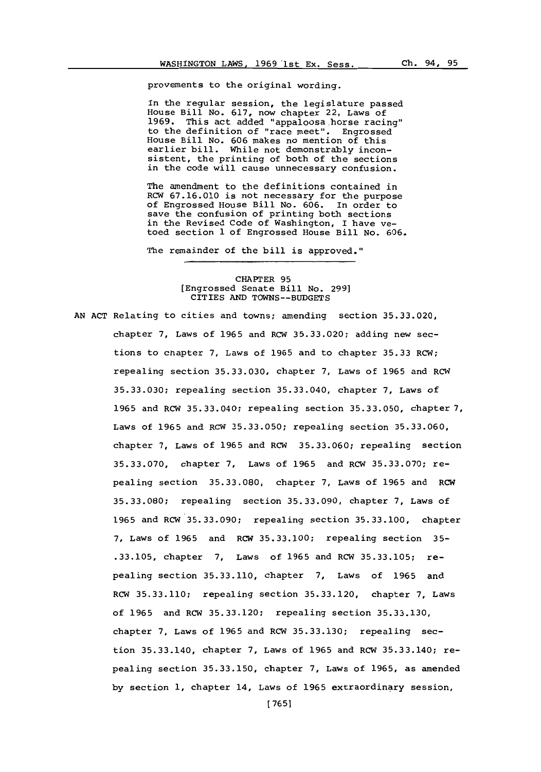provements to the original wording.

In the regular session, the legislature passed House Bill No. 617, now chapter 22, Laws of 1969. This act added "appaloosa horse racing" to the definition of "race meet". Engrossed House Bill No. 606 makes no mention of this earlier bill. While not demonstrably inconsistent, the printing of both of the sections in the code will cause unnecessary confusion.

The amendment to the definitions contained in RCW 67.16.010 is not necessary for the purpose of Engrossed House Bill No. 606. In order to save the confusion of printing both sections in the Revised Code of Washington, I have vetoed section 1 of Engrossed House Bill No. 606.

The remainder of the bill is approved."

## CHAPTER 95
### [Engrossed Senate Bill No. 299]
### CITIES AND TOWNS--BUDGETS

AN ACT Relating to cities and towns; amending section 35.33.020, chapter 7, Laws of 1965 and RCW 35.33.020; adding new sections to chapter 7, Laws of 1965 and to chapter 35.33 RCW; repealing section 35.33.030, chapter 7, Laws of 1965 and RCW 35.33.030; repealing section 35.33.040, chapter 7, Laws of 1965 and RCW 35.33.040; repealing section 35.33.050, chapter 7, Laws of 1965 and RCW 35.33.050; repealing section 35.33.060, chapter 7, Laws of 1965 and RCW 35.33.060; repealing section 35.33.070, chapter 7, Laws of 1965 and RCW 35.33.070; repealing section 35.33.080, chapter 7, Laws of 1965 and RCW 35.33.080; repealing section 35.33.090, chapter 7, Laws of 1965 and RCW 35.33.090; repealing section 35.33.100, chapter 7, Laws of 1965 and RCW 35.33.100; repealing section 35-.33.105, chapter 7, Laws of 1965 and RCW 35.33.105; repealing section 35.33.110, chapter 7, Laws of 1965 and RCW 35.33.110; repealing section 35.33.120, chapter 7, Laws of 1965 and RCW 35.33.120; repealing section 35.33.130, chapter 7, Laws of 1965 and RCW 35.33.130; repealing section 35.33.140, chapter 7, Laws of 1965 and RCW 35.33.140; repealing section 35.33.150, chapter 7, Laws of 1965, as amended by section 1, chapter 14, Laws of 1965 extraordinary session,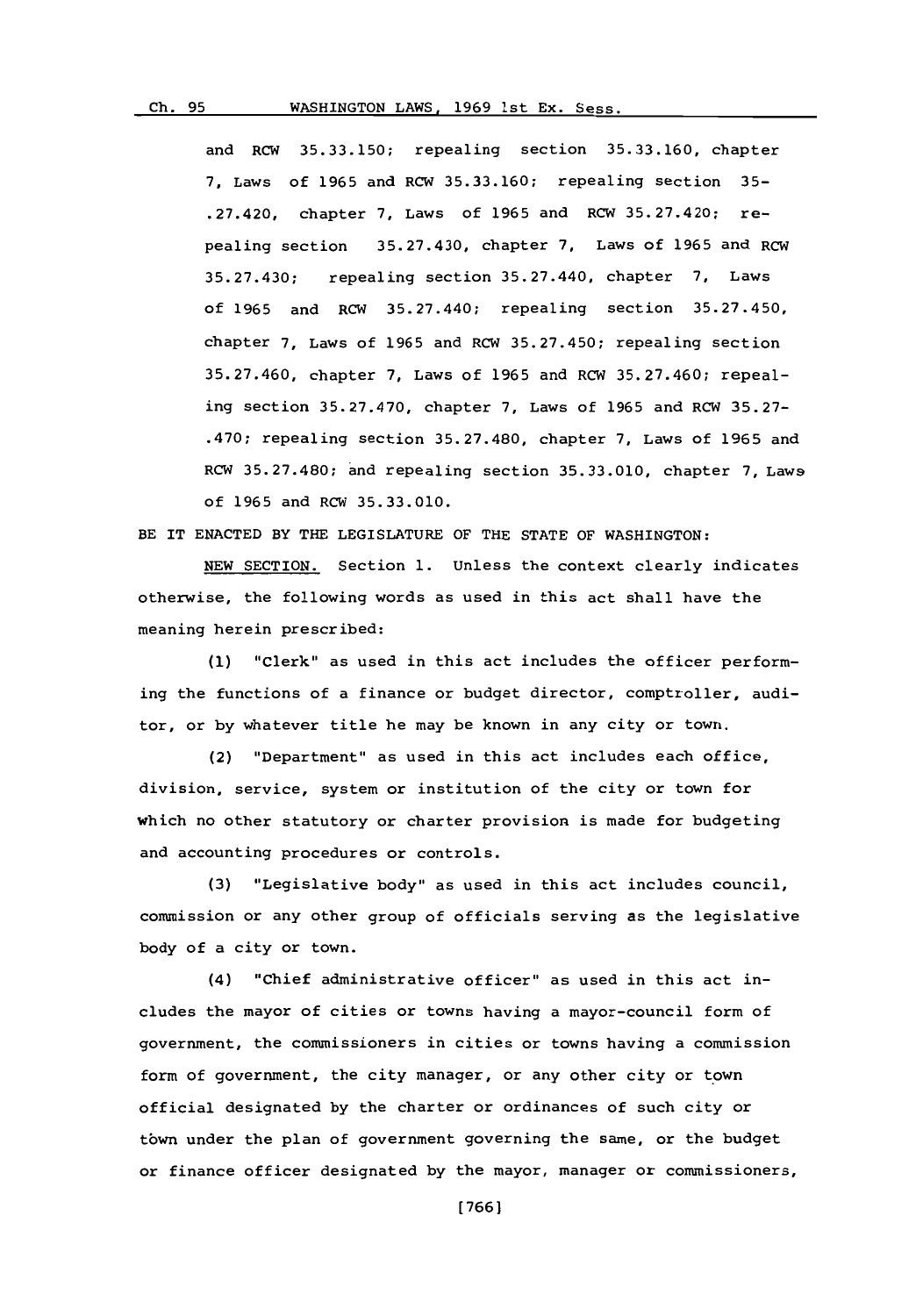and RCW 35.33.150; repealing section 35.33.160, chapter 7, Laws of 1965 and RCW 35.33.160; repealing section 35-.27.420, chapter 7, Laws of 1965 and RCW 35.27.420; repealing section 35.27.430, chapter 7, Laws of 1965 and RCW 35.27.430; repealing section 35.27.440, chapter 7, Laws of 1965 and RCW 35.27.440; repealing section 35.27.450, chapter 7, Laws of 1965 and RCW 35.27.450; repealing section 35.27.460, chapter 7, Laws of 1965 and RCW 35.27.460; repealing section 35.27.470, chapter 7, Laws of 1965 and RCW 35.27-.470; repealing section 35.27.480, chapter 7, Laws of 1965 and RCW 35.27.480; and repealing section 35.33.010, chapter 7, Laws of 1965 and RCW 35.33.010.

BE IT ENACTED BY THE LEGISLATURE OF THE STATE OF WASHINGTON:

NEW SECTION. Section 1. Unless the context clearly indicates otherwise, the following words as used in this act shall have the meaning herein prescribed:

(1) "Clerk" as used in this act includes the officer performing the functions of a finance or budget director, comptroller, auditor, or by whatever title he may be known in any city or town.

(2) "Department" as used in this act includes each office, division, service, system or institution of the city or town for which no other statutory or charter provision is made for budgeting and accounting procedures or controls.

(3) "Legislative body" as used in this act includes council, commission or any other group of officials serving as the legislative body of a city or town.

(4) "Chief administrative officer" as used in this act includes the mayor of cities or towns having a mayor-council form of government, the commissioners in cities or towns having a commission form of government, the city manager, or any other city or town official designated by the charter or ordinances of such city or town under the plan of government governing the same, or the budget or finance officer designated by the mayor, manager or commissioners,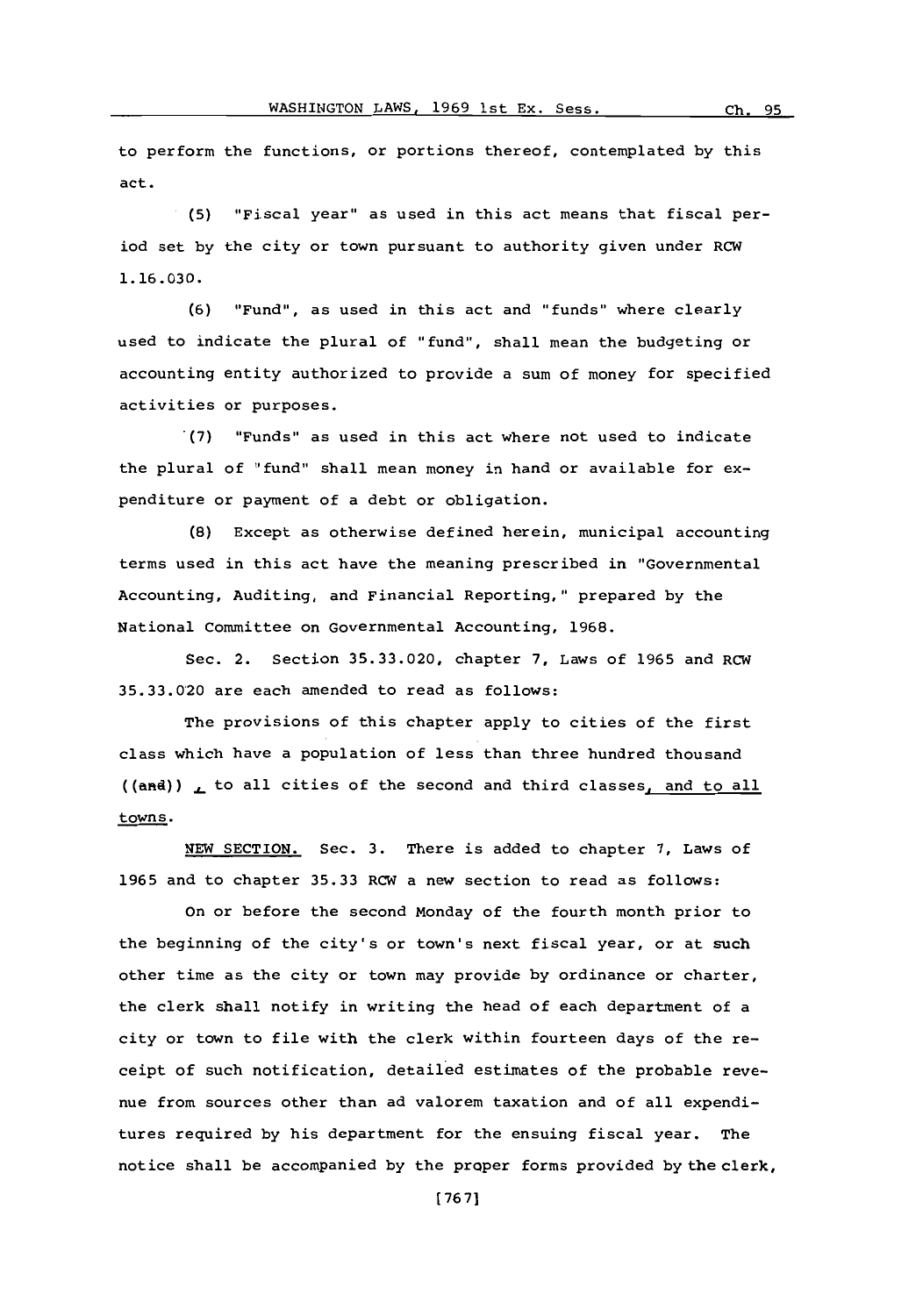to perform the functions, or portions thereof, contemplated by this act.

(5) "Fiscal year" as used in this act means that fiscal period set by the city or town pursuant to authority given under RCW 1.16.030.

(6) "Fund", as used in this act and "funds" where clearly used to indicate the plural of "fund", shall mean the budgeting or accounting entity authorized to provide a sum of money for specified activities or purposes.

(7) "Funds" as used in this act where not used to indicate the plural of "fund" shall mean money in hand or available for expenditure or payment of a debt or obligation.

(8) Except as otherwise defined herein, municipal accounting terms used in this act have the meaning prescribed in "Governmental Accounting, Auditing, and Financial Reporting," prepared by the National Committee on Governmental Accounting, 1968.

Sec. 2. Section 35.33.020, chapter 7, Laws of 1965 and RCW 35.33.020 are each amended to read as follows:

The provisions of this chapter apply to cities of the first class which have a population of less than three hundred thousand ((and)) , to all cities of the second and third classes, and to all towns.

NEW SECTION. Sec. 3. There is added to chapter 7, Laws of 1965 and to chapter 35.33 RCW a new section to read as follows:

On or before the second Monday of the fourth month prior to the beginning of the city's or town's next fiscal year, or at such other time as the city or town may provide by ordinance or charter, the clerk shall notify in writing the head of each department of a city or town to file with the clerk within fourteen days of the receipt of such notification, detailed estimates of the probable revenue from sources other than ad valorem taxation and of all expenditures required by his department for the ensuing fiscal year. The notice shall be accompanied by the proper forms provided by the clerk,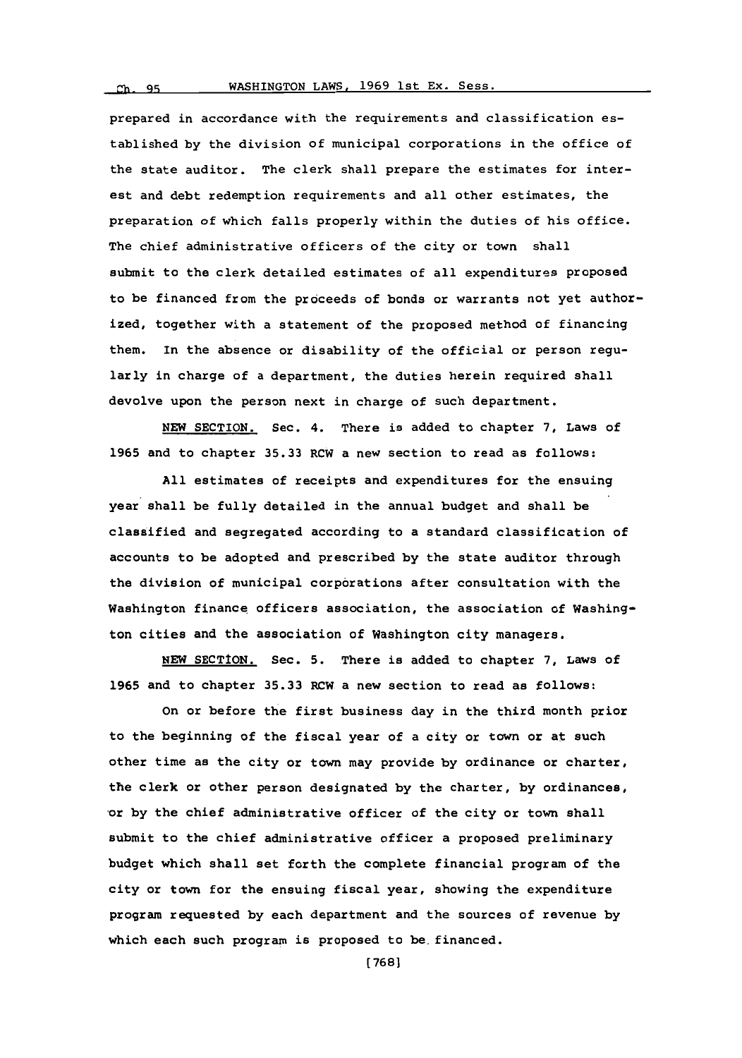prepared in accordance with the requirements and classification established by the division of municipal corporations in the office of the state auditor. The clerk shall prepare the estimates for interest and debt redemption requirements and all other estimates, the preparation of which falls properly within the duties of his office. The chief administrative officers of the city or town shall submit to the clerk detailed estimates of all expenditures proposed to be financed from the proceeds of bonds or warrants not yet authorized, together with a statement of the proposed method of financing them. In the absence or disability of the official or person regularly in charge of a department, the duties herein required shall devolve upon the person next in charge of such department.

NEW SECTION. Sec. 4. There is added to chapter 7, Laws of 1965 and to chapter 35.33 RCW a new section to read as follows:

All estimates of receipts and expenditures for the ensuing year shall be fully detailed in the annual budget and shall be classified and segregated according to a standard classification of accounts to be adopted and prescribed by the state auditor through the division of municipal corporations after consultation with the Washington finance officers association, the association of Washington cities and the association of Washington city managers.

NEW SECTION. Sec. 5. There is added to chapter 7, Laws of 1965 and to chapter 35.33 RCW a new section to read as follows:

On or before the first business day in the third month prior to the beginning of the fiscal year of a city or town or at such other time as the city or town may provide by ordinance or charter, the clerk or other person designated by the charter, by ordinances, or by the chief administrative officer of the city or town shall submit to the chief administrative officer a proposed preliminary budget which shall set forth the complete financial program of the city or town for the ensuing fiscal year, showing the expenditure program requested by each department and the sources of revenue by which each such program is proposed to be financed.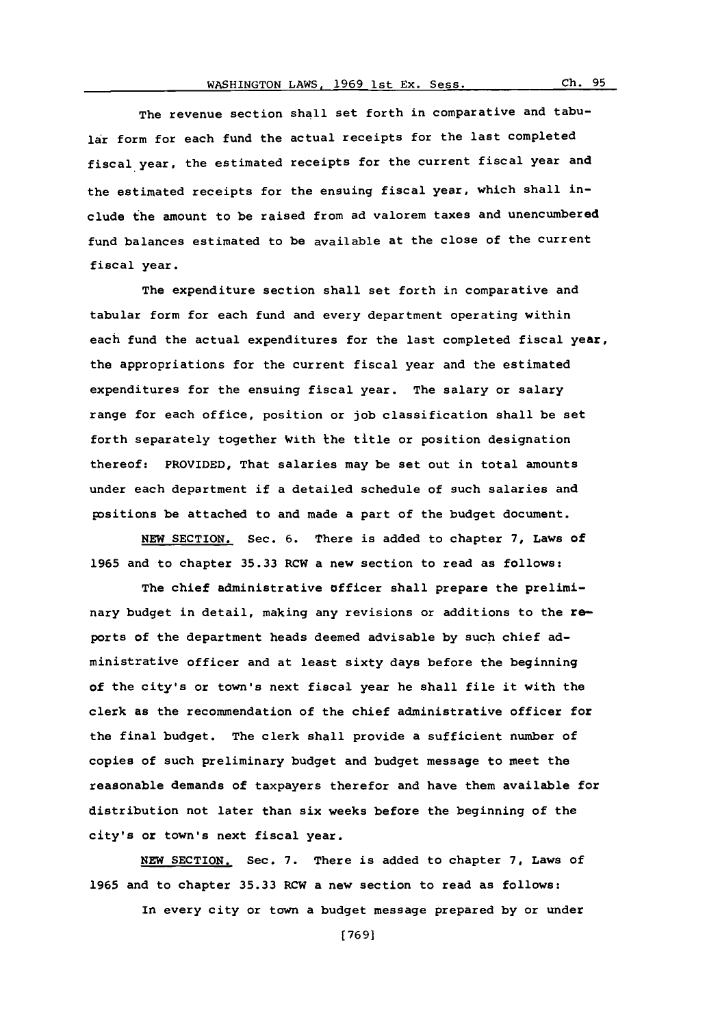The revenue section shall set forth in comparative and tabular form for each fund the actual receipts for the last completed fiscal year, the estimated receipts for the current fiscal year and the estimated receipts for the ensuing fiscal year, which shall include the amount to be raised from ad valorem taxes and unencumbered fund balances estimated to be available at the close of the current fiscal year.

The expenditure section shall set forth in comparative and tabular form for each fund and every department operating within each fund the actual expenditures for the last completed fiscal year, the appropriations for the current fiscal year and the estimated expenditures for the ensuing fiscal year. The salary or salary range for each office, position or job classification shall be set forth separately together with the title or position designation thereof: PROVIDED, That salaries may be set out in total amounts under each department if a detailed schedule of such salaries and positions be attached to and made a part of the budget document.

NEW SECTION. Sec. 6. There is added to chapter 7, Laws of 1965 and to chapter 35.33 RCW a new section to read as follows:

The chief administrative officer shall prepare the preliminary budget in detail, making any revisions or additions to the reports of the department heads deemed advisable by such chief administrative officer and at least sixty days before the beginning of the city's or town's next fiscal year he shall file it with the clerk as the recommendation of the chief administrative officer for the final budget. The clerk shall provide a sufficient number of copies of such preliminary budget and budget message to meet the reasonable demands of taxpayers therefor and have them available for distribution not later than six weeks before the beginning of the city's or town's next fiscal year.

NEW SECTION. Sec. 7. There is added to chapter 7, Laws of 1965 and to chapter 35.33 RCW a new section to read as follows:

In every city or town a budget message prepared by or under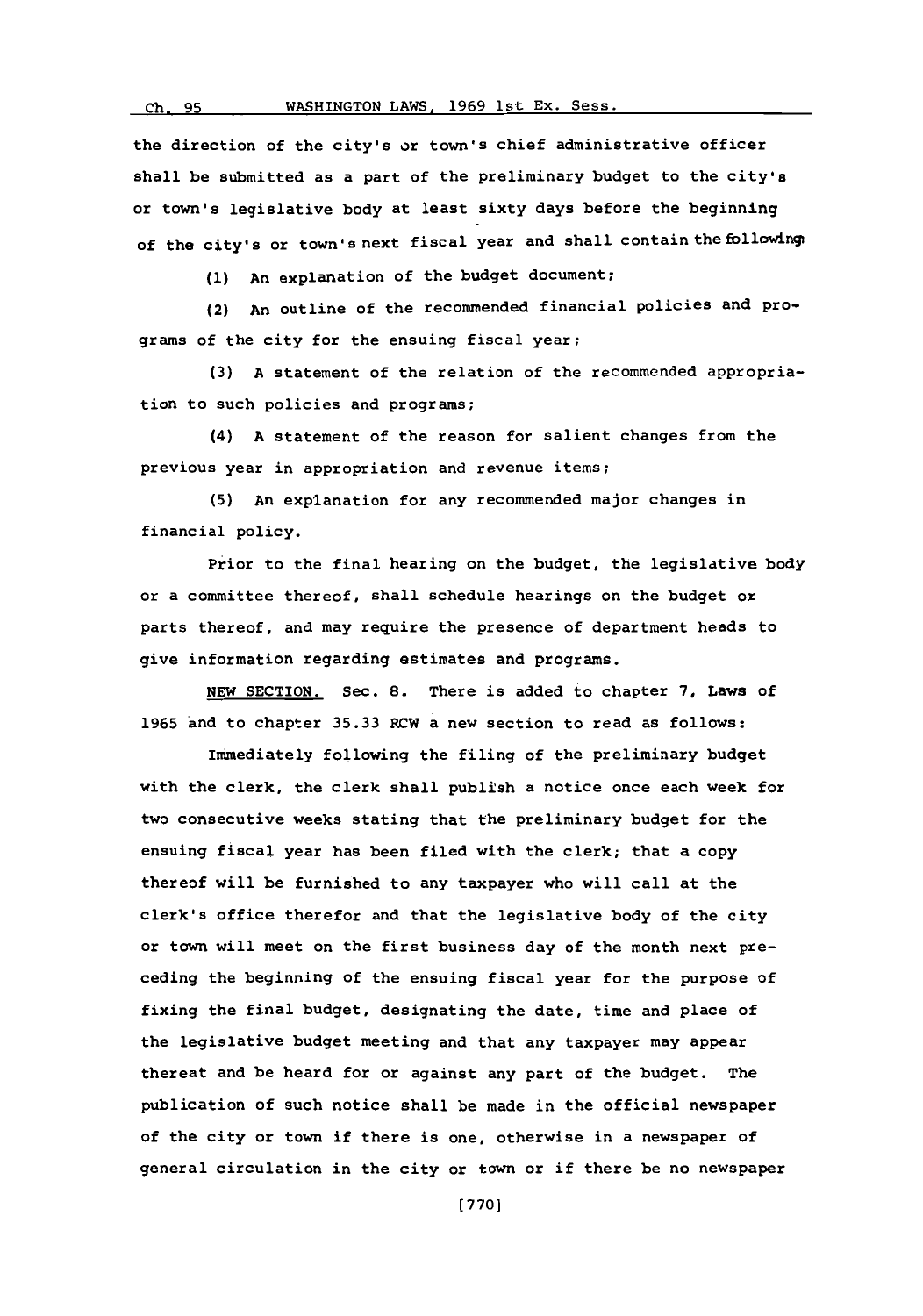the direction of the city's or town's chief administrative officer shall be submitted as a part of the preliminary budget to the city's or town's legislative body at least sixty days before the beginning of the city's or town's next fiscal year and shall contain the following:

(1) An explanation of the budget document;

(2) An outline of the recommended financial policies and programs of the city for the ensuing fiscal year;

(3) A statement of the relation of the recommended appropriation to such policies and programs;

(4) A statement of the reason for salient changes from the previous year in appropriation and revenue items;

(5) An explanation for any recommended major changes in financial policy.

Prior to the final hearing on the budget, the legislative body or a committee thereof, shall schedule hearings on the budget or parts thereof, and may require the presence of department heads to give information regarding estimates and programs.

NEW SECTION. Sec. 8. There is added to chapter 7, Laws of 1965 and to chapter 35.33 RCW a new section to read as follows:

Immediately following the filing of the preliminary budget with the clerk, the clerk shall publish a notice once each week for two consecutive weeks stating that the preliminary budget for the ensuing fiscal year has been filed with the clerk; that a copy thereof will be furnished to any taxpayer who will call at the clerk's office therefor and that the legislative body of the city or town will meet on the first business day of the month next preceding the beginning of the ensuing fiscal year for the purpose of fixing the final budget, designating the date, time and place of the legislative budget meeting and that any taxpayer may appear thereat and be heard for or against any part of the budget. The publication of such notice shall be made in the official newspaper of the city or town if there is one, otherwise in a newspaper of general circulation in the city or town or if there be no newspaper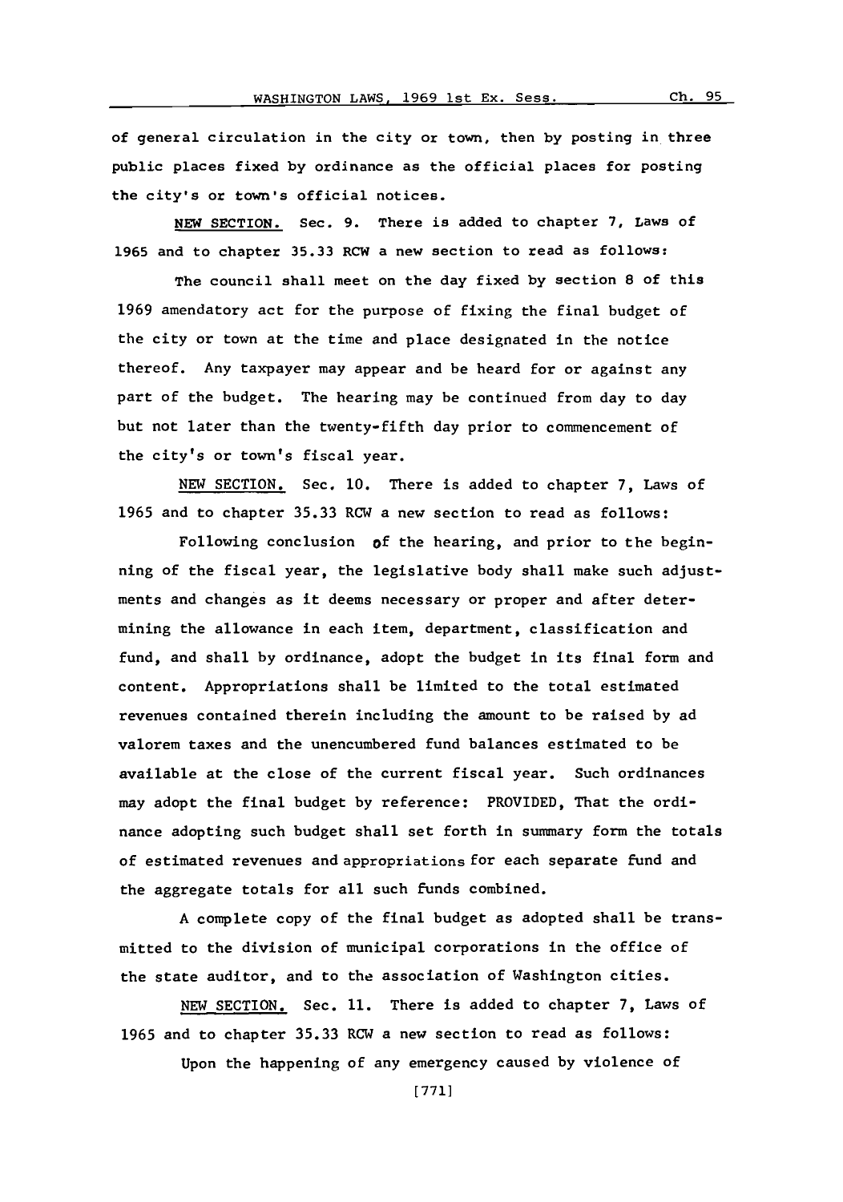of general circulation in the city or town, then by posting in three public places fixed by ordinance as the official places for posting the city's or town's official notices.

NEW SECTION. Sec. 9. There is added to chapter 7, Laws of 1965 and to chapter 35.33 RCW a new section to read as follows:

The council shall meet on the day fixed by section 8 of this 1969 amendatory act for the purpose of fixing the final budget of the city or town at the time and place designated in the notice thereof. Any taxpayer may appear and be heard for or against any part of the budget. The hearing may be continued from day to day but not later than the twenty-fifth day prior to commencement of the city's or town's fiscal year.

NEW SECTION. Sec. 10. There is added to chapter 7, Laws of 1965 and to chapter 35.33 RCW a new section to read as follows:

Following conclusion of the hearing, and prior to the beginning of the fiscal year, the legislative body shall make such adjustments and changes as it deems necessary or proper and after determining the allowance in each item, department, classification and fund, and shall by ordinance, adopt the budget in its final form and content. Appropriations shall be limited to the total estimated revenues contained therein including the amount to be raised by ad valorem taxes and the unencumbered fund balances estimated to be available at the close of the current fiscal year. Such ordinances may adopt the final budget by reference: PROVIDED, That the ordinance adopting such budget shall set forth in summary form the totals of estimated revenues and appropriations for each separate fund and the aggregate totals for all such funds combined.

A complete copy of the final budget as adopted shall be transmitted to the division of municipal corporations in the office of the state auditor, and to the association of Washington cities.

NEW SECTION. Sec. 11. There is added to chapter 7, Laws of 1965 and to chapter 35.33 RCW a new section to read as follows:

Upon the happening of any emergency caused by violence of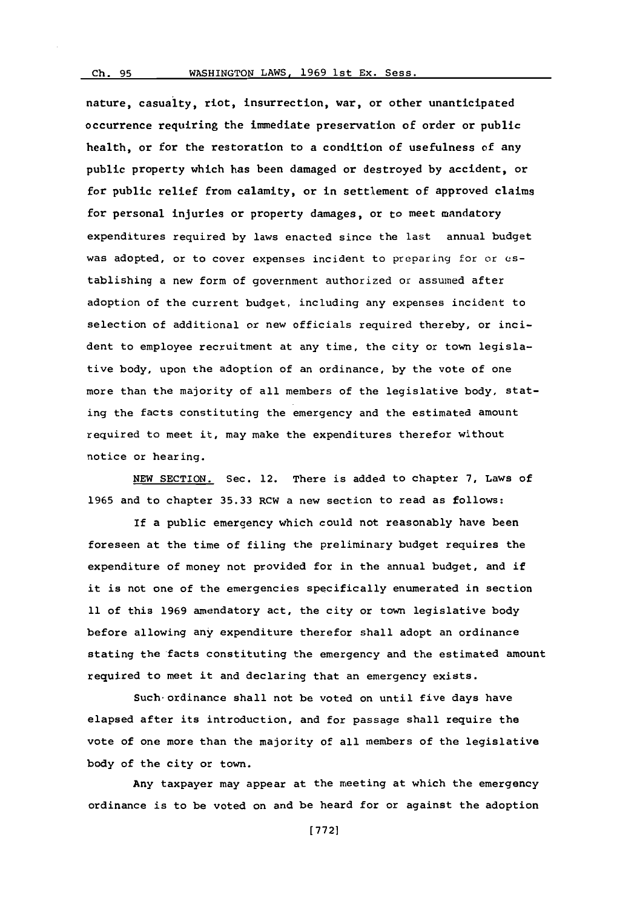nature, casualty, riot, insurrection, war, or other unanticipated occurrence requiring the immediate preservation of order or public health, or for the restoration to a condition of usefulness of any public property which has been damaged or destroyed by accident, or for public relief from calamity, or in settlement of approved claims for personal injuries or property damages, or to meet mandatory expenditures required by laws enacted since the last annual budget was adopted, or to cover expenses incident to preparing for or establishing a new form of government authorized or assumed after adoption of the current budget, including any expenses incident to selection of additional or new officials required thereby, or incident to employee recruitment at any time, the city or town legislative body, upon the adoption of an ordinance, by the vote of one more than the majority of all members of the legislative body, stating the facts constituting the emergency and the estimated amount required to meet it, may make the expenditures therefor without notice or hearing.

NEW SECTION. Sec. 12. There is added to chapter 7, Laws of 1965 and to chapter 35.33 RCW a new section to read as follows:

If a public emergency which could not reasonably have been foreseen at the time of filing the preliminary budget requires the expenditure of money not provided for in the annual budget, and if it is not one of the emergencies specifically enumerated in section 11 of this 1969 amendatory act, the city or town legislative body before allowing any expenditure therefor shall adopt an ordinance stating the facts constituting the emergency and the estimated amount required to meet it and declaring that an emergency exists.

Such ordinance shall not be voted on until five days have elapsed after its introduction, and for passage shall require the vote of one more than the majority of all members of the legislative body of the city or town.

Any taxpayer may appear at the meeting at which the emergency ordinance is to be voted on and be heard for or against the adoption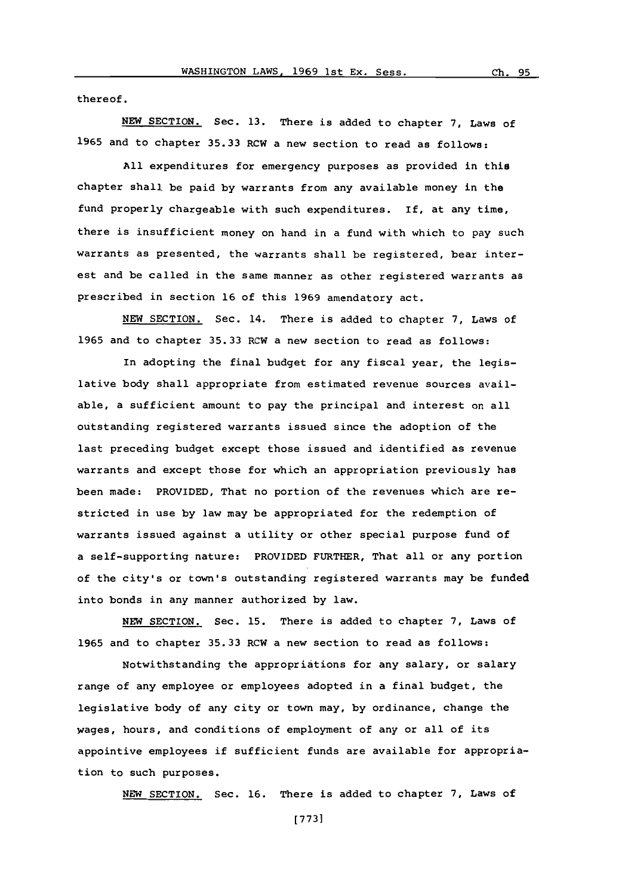thereof.

NEW SECTION. Sec. 13. There is added to chapter 7, Laws of 1965 and to chapter 35.33 RCW a new section to read as follows:

All expenditures for emergency purposes as provided in this chapter shall be paid by warrants from any available money in the fund properly chargeable with such expenditures. If, at any time, there is insufficient money on hand in a fund with which to pay such warrants as presented, the warrants shall be registered, bear interest and be called in the same manner as other registered warrants as prescribed in section 16 of this 1969 amendatory act.

NEW SECTION. Sec. 14. There is added to chapter 7, Laws of 1965 and to chapter 35.33 RCW a new section to read as follows:

In adopting the final budget for any fiscal year, the legislative body shall appropriate from estimated revenue sources available, a sufficient amount to pay the principal and interest on all outstanding registered warrants issued since the adoption of the last preceding budget except those issued and identified as revenue warrants and except those for which an appropriation previously has been made: PROVIDED, That no portion of the revenues which are restricted in use by law may be appropriated for the redemption of warrants issued against a utility or other special purpose fund of a self-supporting nature: PROVIDED FURTHER, That all or any portion of the city's or town's outstanding registered warrants may be funded into bonds in any manner authorized by law.

NEW SECTION. Sec. 15. There is added to chapter 7, Laws of 1965 and to chapter 35.33 RCW a new section to read as follows:

Notwithstanding the appropriations for any salary, or salary range of any employee or employees adopted in a final budget, the legislative body of any city or town may, by ordinance, change the wages, hours, and conditions of employment of any or all of its appointive employees if sufficient funds are available for appropriation to such purposes.

NEW SECTION. Sec. 16. There is added to chapter 7, Laws of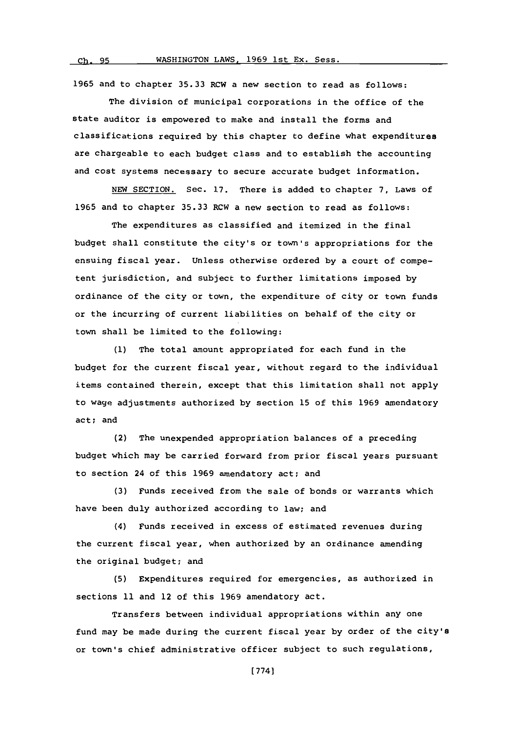1965 and to chapter 35.33 RCW a new section to read as follows:

The division of municipal corporations in the office of the state auditor is empowered to make and install the forms and classifications required by this chapter to define what expenditures are chargeable to each budget class and to establish the accounting and cost systems necessary to secure accurate budget information.

NEW SECTION. Sec. 17. There is added to chapter 7, Laws of 1965 and to chapter 35.33 RCW a new section to read as follows:

The expenditures as classified and itemized in the final budget shall constitute the city's or town's appropriations for the ensuing fiscal year. Unless otherwise ordered by a court of competent jurisdiction, and subject to further limitations imposed by ordinance of the city or town, the expenditure of city or town funds or the incurring of current liabilities on behalf of the city or town shall be limited to the following:

(1) The total amount appropriated for each fund in the budget for the current fiscal year, without regard to the individual items contained therein, except that this limitation shall not apply to wage adjustments authorized by section 15 of this 1969 amendatory act; and

(2) The unexpended appropriation balances of a preceding budget which may be carried forward from prior fiscal years pursuant to section 24 of this 1969 amendatory act; and

(3) Funds received from the sale of bonds or warrants which have been duly authorized according to law; and

(4) Funds received in excess of estimated revenues during the current fiscal year, when authorized by an ordinance amending the original budget; and

(5) Expenditures required for emergencies, as authorized in sections 11 and 12 of this 1969 amendatory act.

Transfers between individual appropriations within any one fund may be made during the current fiscal year by order of the city's or town's chief administrative officer subject to such regulations,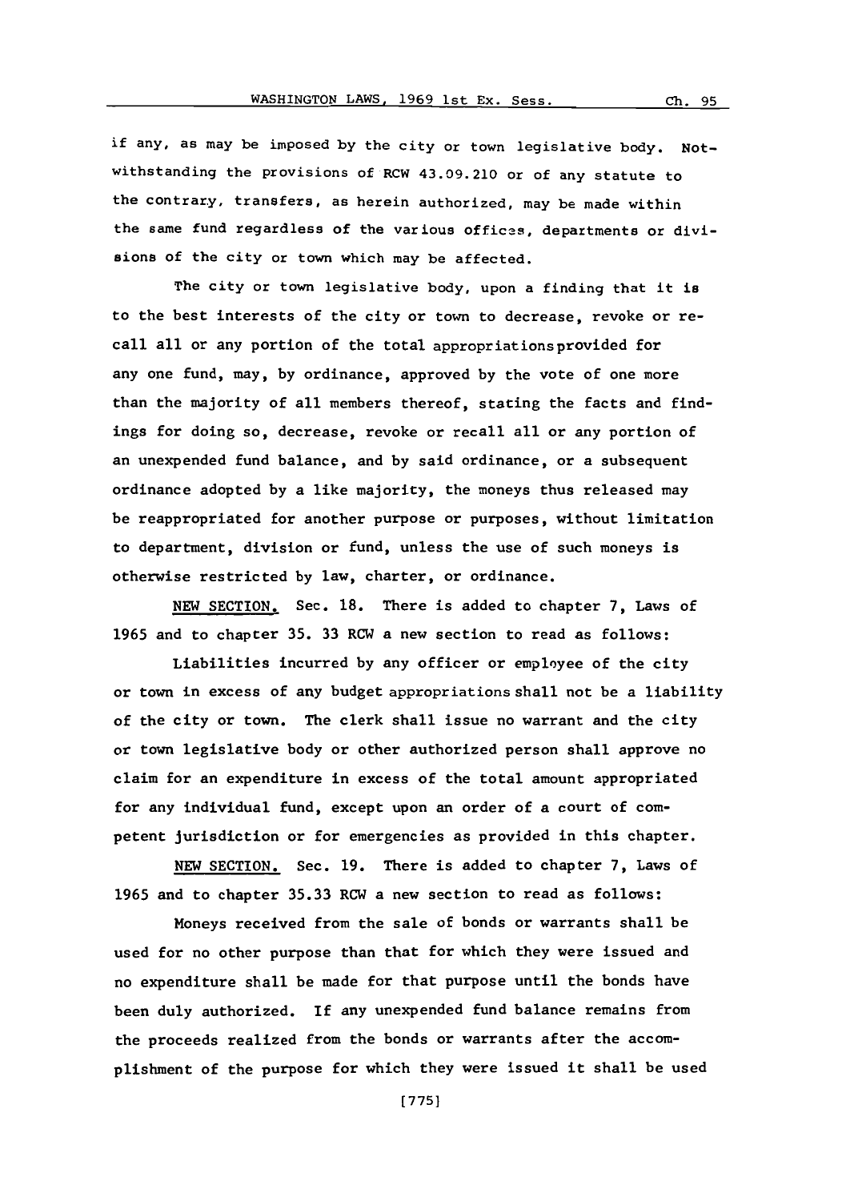if any, as may be imposed by the city or town legislative body. Notwithstanding the provisions of RCW 43.09.210 or of any statute to the contrary, transfers, as herein authorized, may be made within the same fund regardless of the various offices, departments or divisions of the city or town which may be affected.

The city or town legislative body, upon a finding that it is to the best interests of the city or town to decrease, revoke or recall all or any portion of the total appropriations provided for any one fund, may, by ordinance, approved by the vote of one more than the majority of all members thereof, stating the facts and findings for doing so, decrease, revoke or recall all or any portion of an unexpended fund balance, and by said ordinance, or a subsequent ordinance adopted by a like majority, the moneys thus released may be reappropriated for another purpose or purposes, without limitation to department, division or fund, unless the use of such moneys is otherwise restricted by law, charter, or ordinance.

NEW SECTION. Sec. 18. There is added to chapter 7, Laws of 1965 and to chapter 35. 33 RCW a new section to read as follows:

Liabilities incurred by any officer or employee of the city or town in excess of any budget appropriations shall not be a liability of the city or town. The clerk shall issue no warrant and the city or town legislative body or other authorized person shall approve no claim for an expenditure in excess of the total amount appropriated for any individual fund, except upon an order of a court of competent jurisdiction or for emergencies as provided in this chapter.

NEW SECTION. Sec. 19. There is added to chapter 7, Laws of 1965 and to chapter 35.33 RCW a new section to read as follows:

Moneys received from the sale of bonds or warrants shall be used for no other purpose than that for which they were issued and no expenditure shall be made for that purpose until the bonds have been duly authorized. If any unexpended fund balance remains from the proceeds realized from the bonds or warrants after the accomplishment of the purpose for which they were issued it shall be used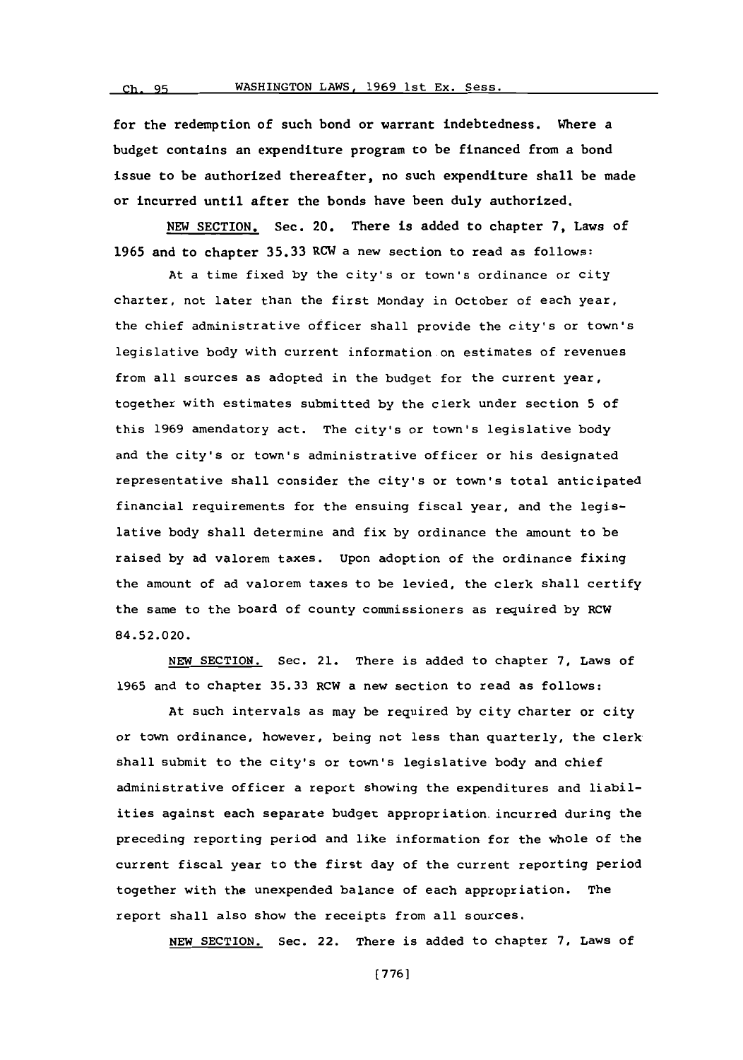for the redemption of such bond or warrant indebtedness. Where a budget contains an expenditure program to be financed from a bond issue to be authorized thereafter, no such expenditure shall be made or incurred until after the bonds have been duly authorized.

NEW SECTION. Sec. 20. There is added to chapter 7, Laws of 1965 and to chapter 35.33 RCW a new section to read as follows:

At a time fixed by the city's or town's ordinance or city charter, not later than the first Monday in October of each year, the chief administrative officer shall provide the city's or town's legislative body with current information on estimates of revenues from all sources as adopted in the budget for the current year, together with estimates submitted by the clerk under section 5 of this 1969 amendatory act. The city's or town's legislative body and the city's or town's administrative officer or his designated representative shall consider the city's or town's total anticipated financial requirements for the ensuing fiscal year, and the legislative body shall determine and fix by ordinance the amount to be raised by ad valorem taxes. Upon adoption of the ordinance fixing the amount of ad valorem taxes to be levied, the clerk shall certify the same to the board of county commissioners as required by RCW 84.52.020.

NEW SECTION. Sec. 21. There is added to chapter 7, Laws of 1965 and to chapter 35.33 RCW a new section to read as follows:

At such intervals as may be required by city charter or city or town ordinance, however, being not less than quarterly, the clerk shall submit to the city's or town's legislative body and chief administrative officer a report showing the expenditures and liabilities against each separate budget appropriation incurred during the preceding reporting period and like information for the whole of the current fiscal year to the first day of the current reporting period together with the unexpended balance of each appropriation. The report shall also show the receipts from all sources.

NEW SECTION. Sec. 22. There is added to chapter 7, Laws of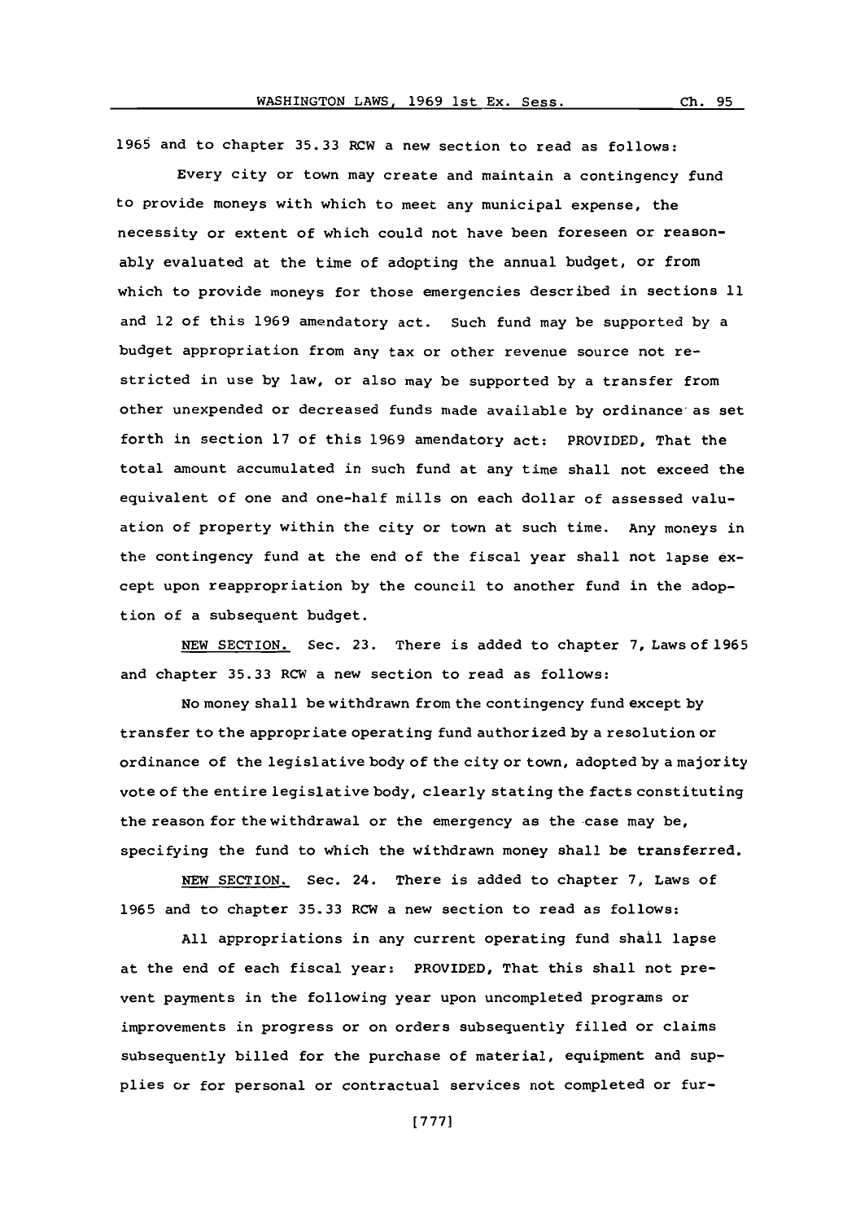1965 and to chapter 35.33 RCW a new section to read as follows:

Every city or town may create and maintain a contingency fund to provide moneys with which to meet any municipal expense, the necessity or extent of which could not have been foreseen or reasonably evaluated at the time of adopting the annual budget, or from which to provide moneys for those emergencies described in sections 11 and 12 of this 1969 amendatory act. Such fund may be supported by a budget appropriation from any tax or other revenue source not restricted in use by law, or also may be supported by a transfer from other unexpended or decreased funds made available by ordinance as set forth in section 17 of this 1969 amendatory act: PROVIDED, That the total amount accumulated in such fund at any time shall not exceed the equivalent of one and one-half mills on each dollar of assessed valuation of property within the city or town at such time. Any moneys in the contingency fund at the end of the fiscal year shall not lapse except upon reappropriation by the council to another fund in the adoption of a subsequent budget.

NEW SECTION. Sec. 23. There is added to chapter 7, Laws of 1965 and chapter 35.33 RCW a new section to read as follows:

No money shall be withdrawn from the contingency fund except by transfer to the appropriate operating fund authorized by a resolution or ordinance of the legislative body of the city or town, adopted by a majority vote of the entire legislative body, clearly stating the facts constituting the reason for the withdrawal or the emergency as the case may be, specifying the fund to which the withdrawn money shall be transferred.

NEW SECTION. Sec. 24. There is added to chapter 7, Laws of 1965 and to chapter 35.33 RCW a new section to read as follows:

All appropriations in any current operating fund shall lapse at the end of each fiscal year: PROVIDED, That this shall not prevent payments in the following year upon uncompleted programs or improvements in progress or on orders subsequently filled or claims subsequently billed for the purchase of material, equipment and supplies or for personal or contractual services not completed or fur-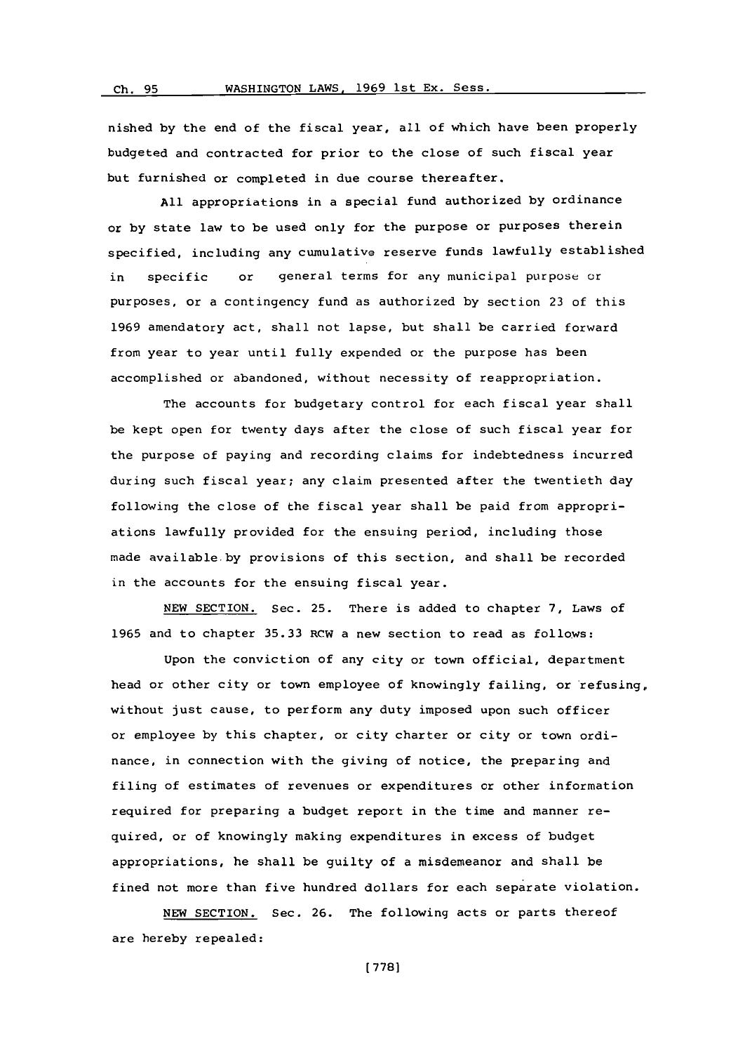nished by the end of the fiscal year, all of which have been properly budgeted and contracted for prior to the close of such fiscal year but furnished or completed in due course thereafter.

All appropriations in a special fund authorized by ordinance or by state law to be used only for the purpose or purposes therein specified, including any cumulative reserve funds lawfully established in specific or general terms for any municipal purpose or purposes, or a contingency fund as authorized by section 23 of this 1969 amendatory act, shall not lapse, but shall be carried forward from year to year until fully expended or the purpose has been accomplished or abandoned, without necessity of reappropriation.

The accounts for budgetary control for each fiscal year shall be kept open for twenty days after the close of such fiscal year for the purpose of paying and recording claims for indebtedness incurred during such fiscal year; any claim presented after the twentieth day following the close of the fiscal year shall be paid from appropriations lawfully provided for the ensuing period, including those made available by provisions of this section, and shall be recorded in the accounts for the ensuing fiscal year.

NEW SECTION. Sec. 25. There is added to chapter 7, Laws of 1965 and to chapter 35.33 RCW a new section to read as follows:

Upon the conviction of any city or town official, department head or other city or town employee of knowingly failing, or refusing, without just cause, to perform any duty imposed upon such officer or employee by this chapter, or city charter or city or town ordinance, in connection with the giving of notice, the preparing and filing of estimates of revenues or expenditures or other information required for preparing a budget report in the time and manner required, or of knowingly making expenditures in excess of budget appropriations, he shall be guilty of a misdemeanor and shall be fined not more than five hundred dollars for each separate violation.

NEW SECTION. Sec. 26. The following acts or parts thereof are hereby repealed: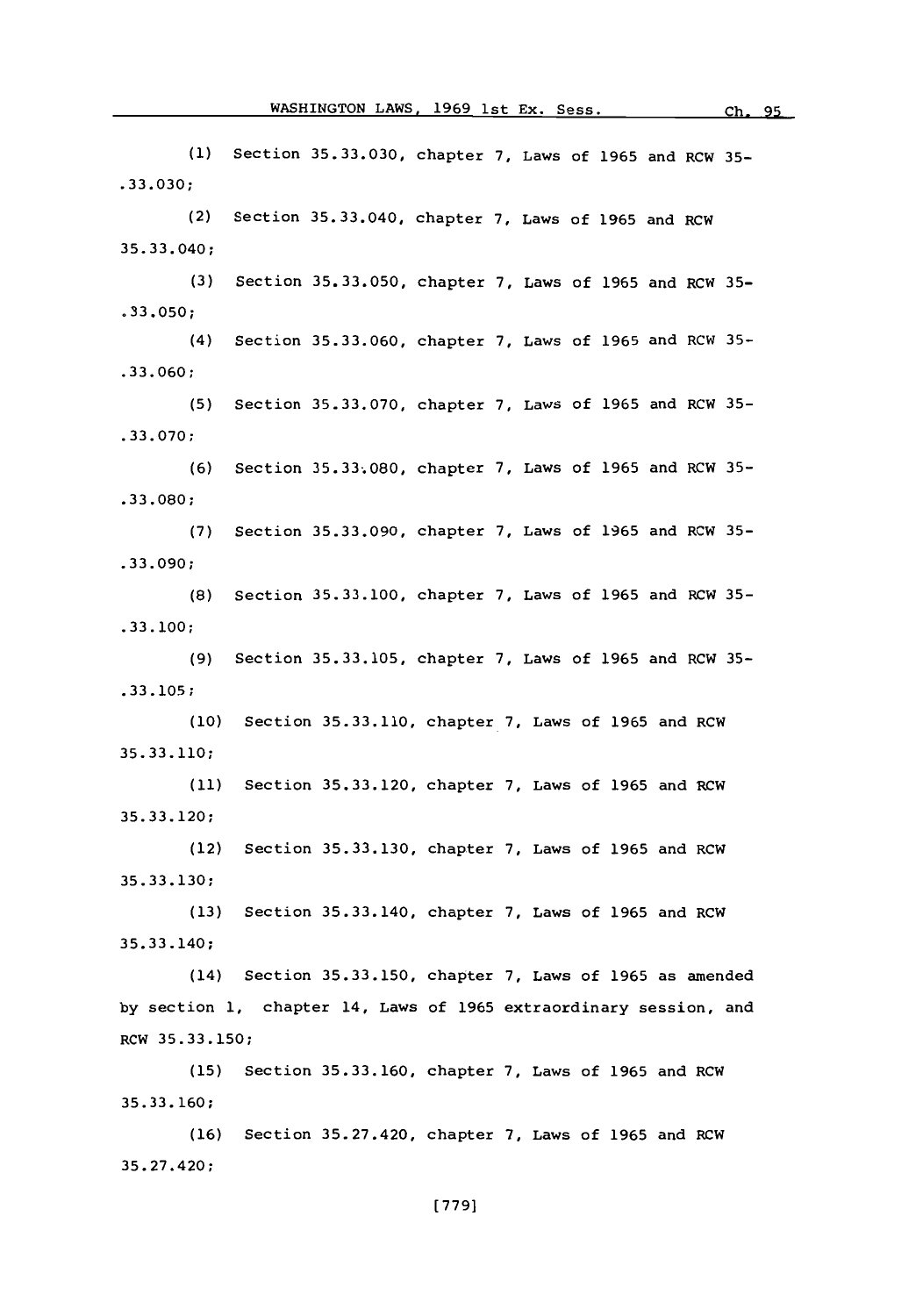(1) Section 35.33.030, chapter 7, Laws of 1965 and RCW 35-.33.030;

(2) Section 35.33.040, chapter 7, Laws of 1965 and RCW 35.33.040;

(3) Section 35.33.050, chapter 7, Laws of 1965 and RCW 35-.33.050;

(4) Section 35.33.060, chapter 7, Laws of 1965 and RCW 35-.33.060;

(5) Section 35.33.070, chapter 7, Laws of 1965 and RCW 35-.33.070;

(6) Section 35.33.080, chapter 7, Laws of 1965 and RCW 35-.33.080;

(7) Section 35.33.090, chapter 7, Laws of 1965 and RCW 35-.33.090;

(8) Section 35.33.100, chapter 7, Laws of 1965 and RCW 35-.33.100;

(9) Section 35.33.105, chapter 7, Laws of 1965 and RCW 35-.33.105;

(10) Section 35.33.110, chapter 7, Laws of 1965 and RCW 35.33.110;

(11) Section 35.33.120, chapter 7, Laws of 1965 and RCW 35.33.120;

(12) Section 35.33.130, chapter 7, Laws of 1965 and RCW 35.33.130;

(13) Section 35.33.140, chapter 7, Laws of 1965 and RCW 35.33.140;

(14) Section 35.33.150, chapter 7, Laws of 1965 as amended by section 1, chapter 14, Laws of 1965 extraordinary session, and RCW 35.33.150;

(15) Section 35.33.160, chapter 7, Laws of 1965 and RCW 35.33.160;

(16) Section 35.27.420, chapter 7, Laws of 1965 and RCW 35.27.420;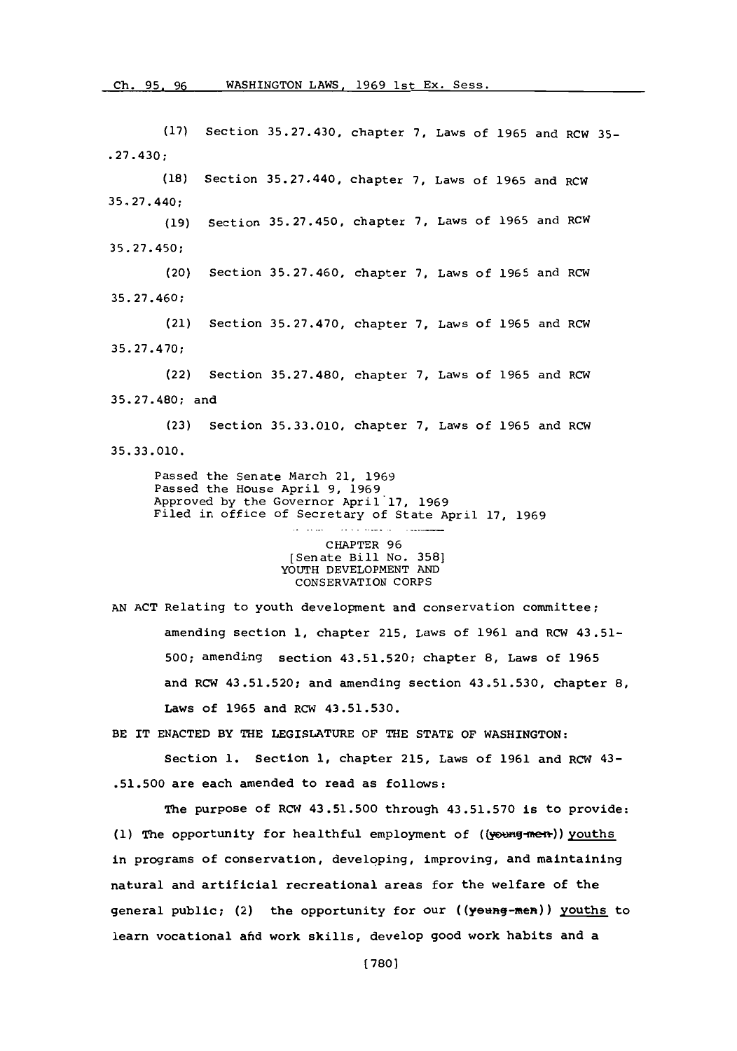(17) Section 35.27.430, chapter 7, Laws of 1965 and RCW 35-.27.430;

(18) Section 35.27.440, chapter 7, Laws of 1965 and RCW 35.27.440;

(19) Section 35.27.450, chapter 7, Laws of 1965 and RCW 35.27.450;

(20) Section 35.27.460, chapter 7, Laws of 1965 and RCW 35.27.460;

(21) Section 35.27.470, chapter 7, Laws of 1965 and RCW 35.27.470;

(22) Section 35.27.480, chapter 7, Laws of 1965 and RCW 35.27.480; and

(23) Section 35.33.010, chapter 7, Laws of 1965 and RCW 35.33.010.

Passed the Senate March 21, 1969
Passed the House April 9, 1969
Approved by the Governor April 17, 1969
Filed in office of Secretary of State April 17, 1969

CHAPTER 96
[Senate Bill No. 358]
YOUTH DEVELOPMENT AND
CONSERVATION CORPS

AN ACT Relating to youth development and conservation committee; amending section 1, chapter 215, Laws of 1961 and RCW 43.51-500; amending section 43.51.520; chapter 8, Laws of 1965 and RCW 43.51.520; and amending section 43.51.530, chapter 8, Laws of 1965 and RCW 43.51.530.

BE IT ENACTED BY THE LEGISLATURE OF THE STATE OF WASHINGTON:

Section 1. Section 1, chapter 215, Laws of 1961 and RCW 43-.51.500 are each amended to read as follows:

The purpose of RCW 43.51.500 through 43.51.570 is to provide: (1) The opportunity for healthful employment of ((~~young men~~)) youths in programs of conservation, developing, improving, and maintaining natural and artificial recreational areas for the welfare of the general public; (2) the opportunity for our ((~~young men~~)) youths to learn vocational and work skills, develop good work habits and a